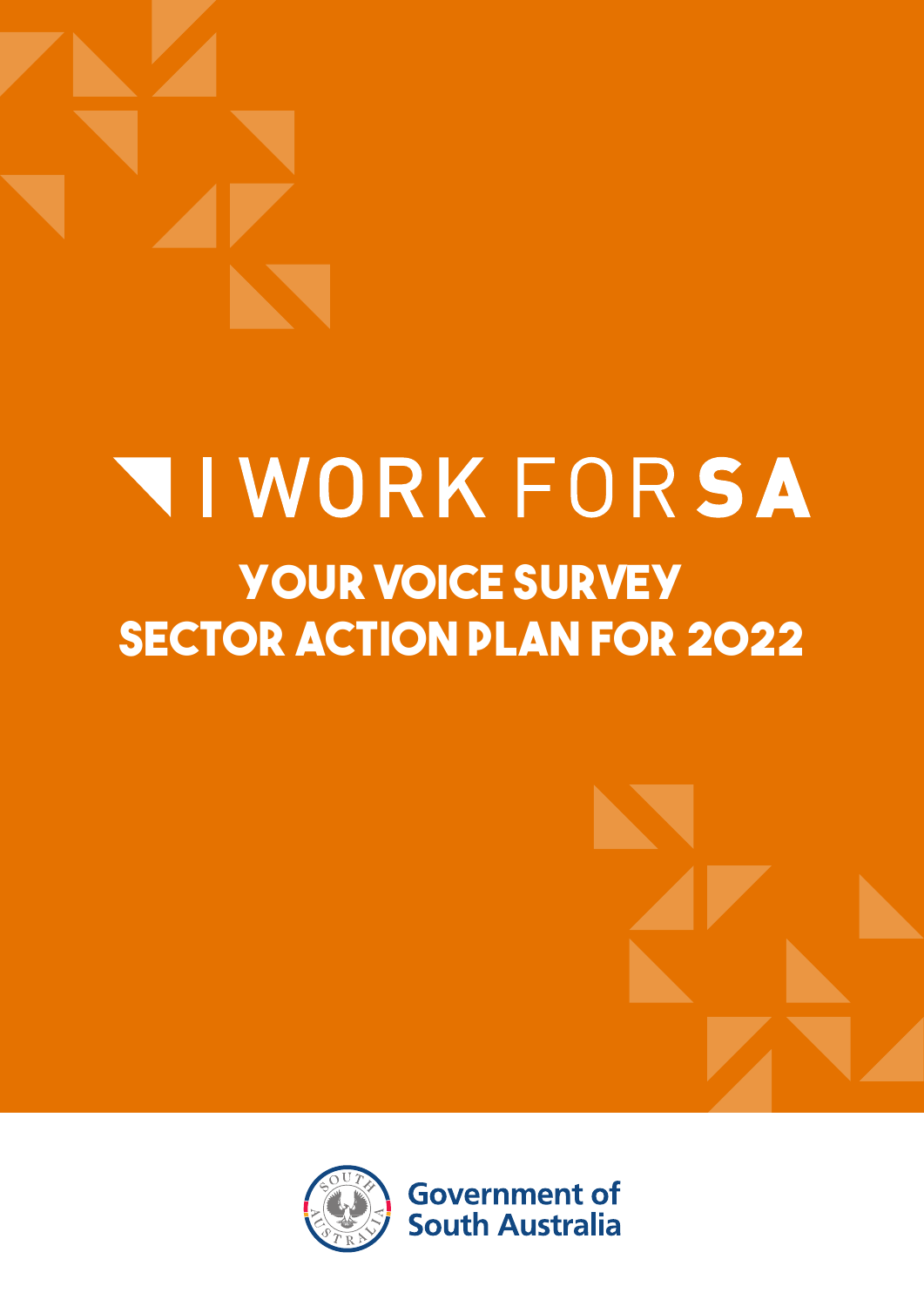# I WORK FOR SA

## YOUR VOICE SURVEY SECTOR ACTION PLAN FOR 2022

Government of South Australia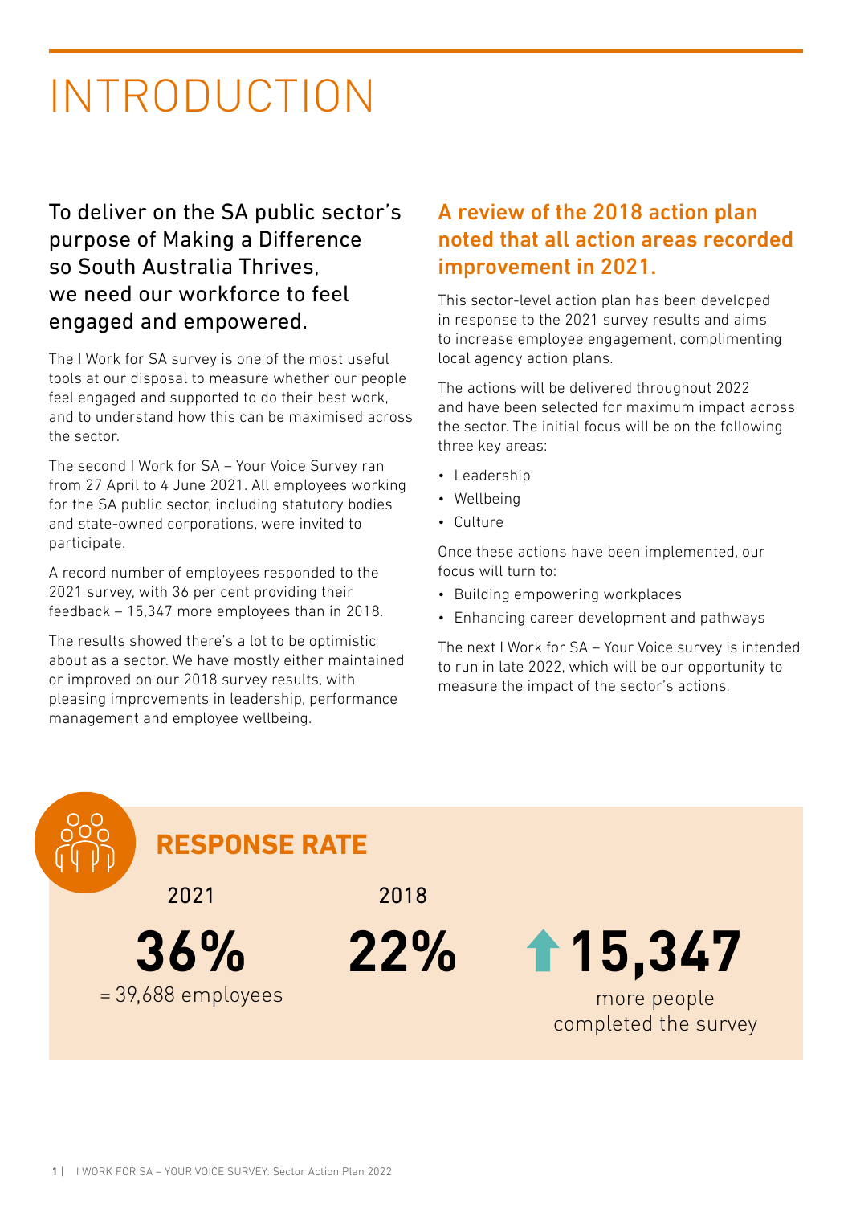# INTRODUCTION

To deliver on the SA public sector's purpose of Making a Difference so South Australia Thrives, we need our workforce to feel engaged and empowered.

The I Work for SA survey is one of the most useful tools at our disposal to measure whether our people feel engaged and supported to do their best work, and to understand how this can be maximised across the sector.

The second I Work for SA – Your Voice Survey ran from 27 April to 4 June 2021. All employees working for the SA public sector, including statutory bodies and state-owned corporations, were invited to participate.

A record number of employees responded to the 2021 survey, with 36 per cent providing their feedback – 15,347 more employees than in 2018.

The results showed there's a lot to be optimistic about as a sector. We have mostly either maintained or improved on our 2018 survey results, with pleasing improvements in leadership, performance management and employee wellbeing.

## A review of the 2018 action plan noted that all action areas recorded improvement in 2021.

This sector-level action plan has been developed in response to the 2021 survey results and aims to increase employee engagement, complimenting local agency action plans.

The actions will be delivered throughout 2022 and have been selected for maximum impact across the sector. The initial focus will be on the following three key areas:

- Leadership
- Wellbeing
- Culture

Once these actions have been implemented, our focus will turn to:

- Building empowering workplaces
- Enhancing career development and pathways

The next I Work for SA – Your Voice survey is intended to run in late 2022, which will be our opportunity to measure the impact of the sector's actions.

## RESPONSE RATE

| 2021 | 2018 | |
|---|---|---|
| **36%** = 39,688 employees | **22%** | **15,347** more people completed the survey |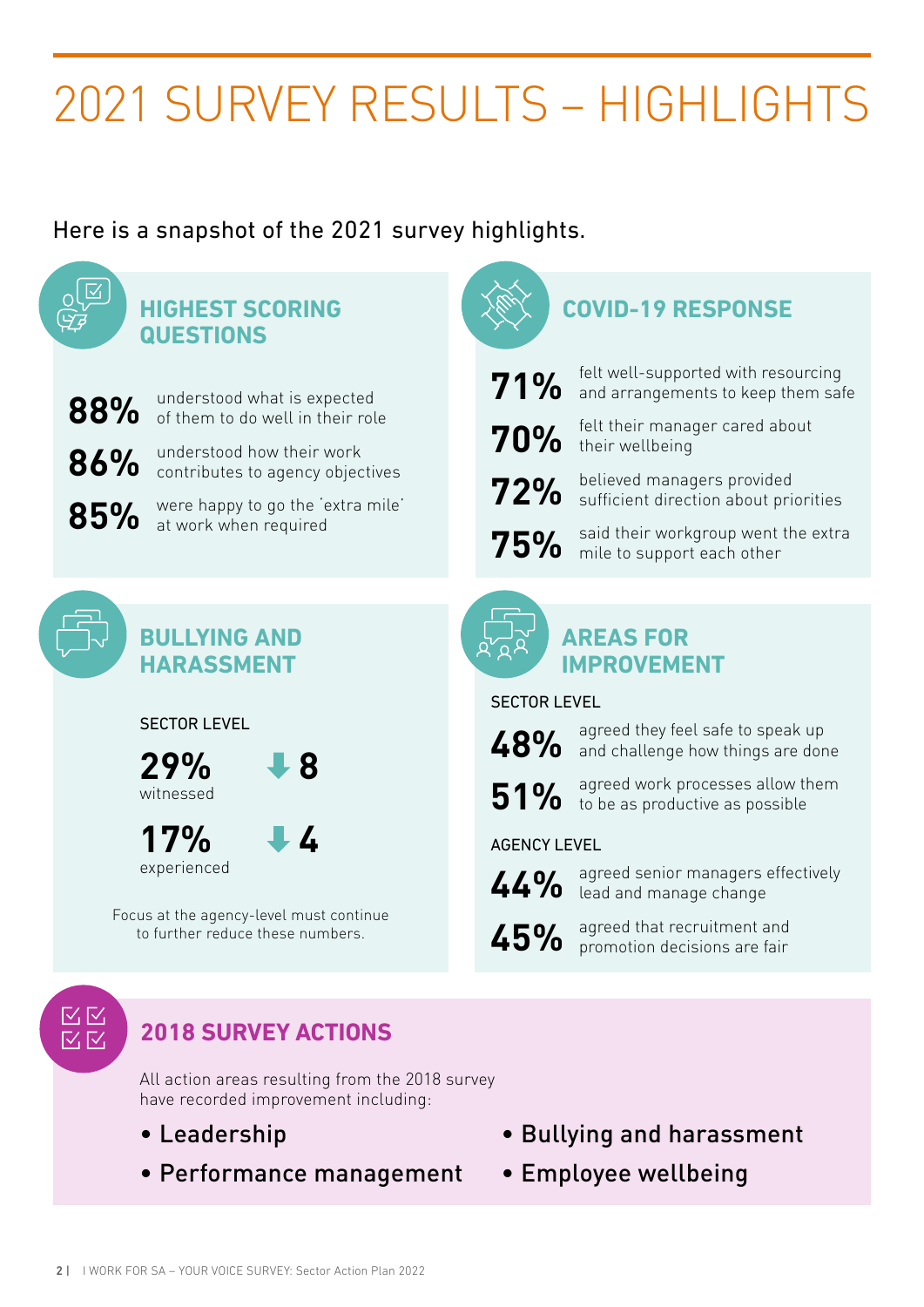# 2021 SURVEY RESULTS – HIGHLIGHTS

Here is a snapshot of the 2021 survey highlights.

## HIGHEST SCORING QUESTIONS

**88%** understood what is expected of them to do well in their role

**86%** understood how their work contributes to agency objectives

**85%** were happy to go the 'extra mile' at work when required

## COVID-19 RESPONSE

**71%** felt well-supported with resourcing and arrangements to keep them safe

**70%** felt their manager cared about their wellbeing

**72%** believed managers provided sufficient direction about priorities

**75%** said their workgroup went the extra mile to support each other

## BULLYING AND HARASSMENT

SECTOR LEVEL

**29%** witnessed ⬇ **8**

**17%** experienced ⬇ **4**

Focus at the agency-level must continue to further reduce these numbers.

## AREAS FOR IMPROVEMENT

SECTOR LEVEL

**48%** agreed they feel safe to speak up and challenge how things are done

**51%** agreed work processes allow them to be as productive as possible

AGENCY LEVEL

**44%** agreed senior managers effectively lead and manage change

**45%** agreed that recruitment and promotion decisions are fair

## 2018 SURVEY ACTIONS

All action areas resulting from the 2018 survey have recorded improvement including:

- Leadership
- Performance management
- Bullying and harassment
- Employee wellbeing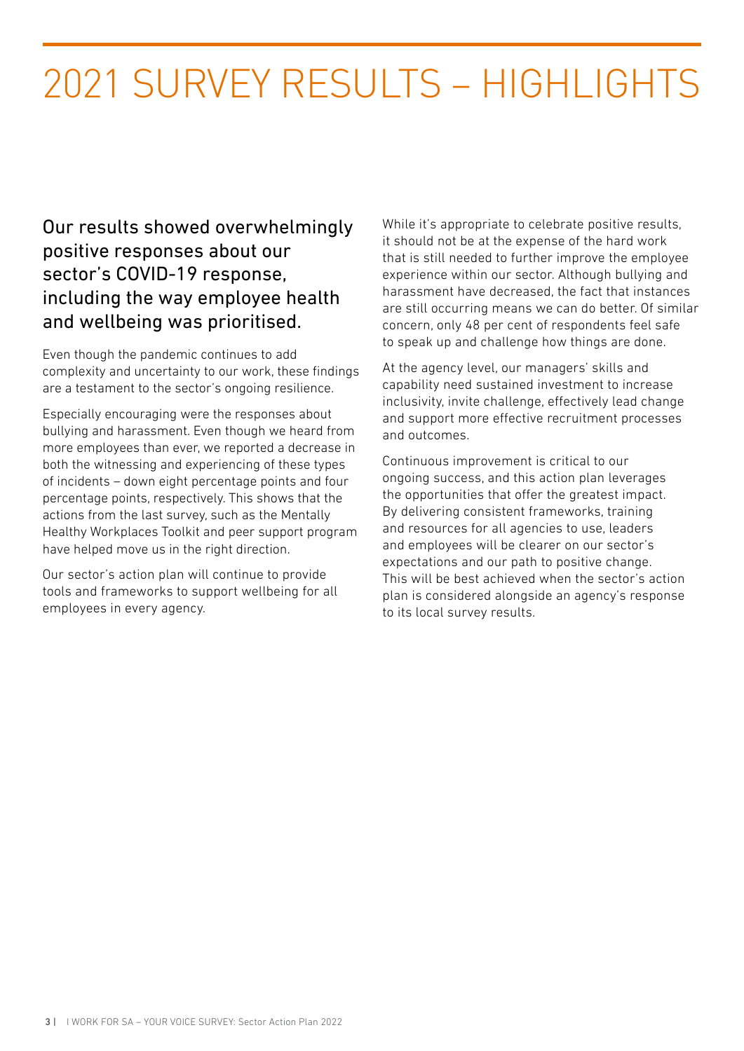# 2021 SURVEY RESULTS – HIGHLIGHTS

## Our results showed overwhelmingly positive responses about our sector's COVID-19 response, including the way employee health and wellbeing was prioritised.

Even though the pandemic continues to add complexity and uncertainty to our work, these findings are a testament to the sector's ongoing resilience.

Especially encouraging were the responses about bullying and harassment. Even though we heard from more employees than ever, we reported a decrease in both the witnessing and experiencing of these types of incidents – down eight percentage points and four percentage points, respectively. This shows that the actions from the last survey, such as the Mentally Healthy Workplaces Toolkit and peer support program have helped move us in the right direction.

Our sector's action plan will continue to provide tools and frameworks to support wellbeing for all employees in every agency.

While it's appropriate to celebrate positive results, it should not be at the expense of the hard work that is still needed to further improve the employee experience within our sector. Although bullying and harassment have decreased, the fact that instances are still occurring means we can do better. Of similar concern, only 48 per cent of respondents feel safe to speak up and challenge how things are done.

At the agency level, our managers' skills and capability need sustained investment to increase inclusivity, invite challenge, effectively lead change and support more effective recruitment processes and outcomes.

Continuous improvement is critical to our ongoing success, and this action plan leverages the opportunities that offer the greatest impact. By delivering consistent frameworks, training and resources for all agencies to use, leaders and employees will be clearer on our sector's expectations and our path to positive change. This will be best achieved when the sector's action plan is considered alongside an agency's response to its local survey results.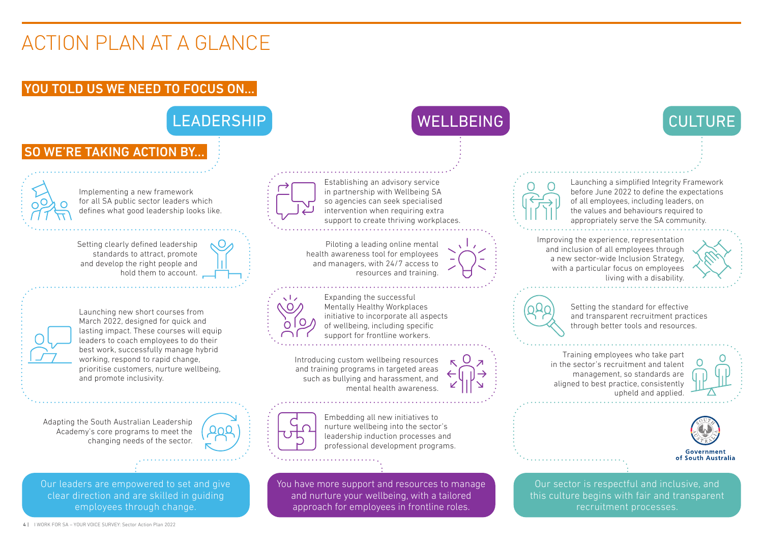# ACTION PLAN AT A GLANCE

## YOU TOLD US WE NEED TO FOCUS ON...

## SO WE'RE TAKING ACTION BY...

### LEADERSHIP

- Implementing a new framework for all SA public sector leaders which defines what good leadership looks like.
- Setting clearly defined leadership standards to attract, promote and develop the right people and hold them to account.
- Launching new short courses from March 2022, designed for quick and lasting impact. These courses will equip leaders to coach employees to do their best work, successfully manage hybrid working, respond to rapid change, prioritise customers, nurture wellbeing, and promote inclusivity.
- Adapting the South Australian Leadership Academy's core programs to meet the changing needs of the sector.

Our leaders are empowered to set and give clear direction and are skilled in guiding employees through change.

### WELLBEING

- Establishing an advisory service in partnership with Wellbeing SA so agencies can seek specialised intervention when requiring extra support to create thriving workplaces.
- Piloting a leading online mental health awareness tool for employees and managers, with 24/7 access to resources and training.
- Expanding the successful Mentally Healthy Workplaces initiative to incorporate all aspects of wellbeing, including specific support for frontline workers.
- Introducing custom wellbeing resources and training programs in targeted areas such as bullying and harassment, and mental health awareness.
- Embedding all new initiatives to nurture wellbeing into the sector's leadership induction processes and professional development programs.

You have more support and resources to manage and nurture your wellbeing, with a tailored approach for employees in frontline roles.

### CULTURE

- Launching a simplified Integrity Framework before June 2022 to define the expectations of all employees, including leaders, on the values and behaviours required to appropriately serve the SA community.
- Improving the experience, representation and inclusion of all employees through a new sector-wide Inclusion Strategy, with a particular focus on employees living with a disability.
- Setting the standard for effective and transparent recruitment practices through better tools and resources.
- Training employees who take part in the sector's recruitment and talent management, so standards are aligned to best practice, consistently upheld and applied.

Our sector is respectful and inclusive, and this culture begins with fair and transparent recruitment processes.

Government of South Australia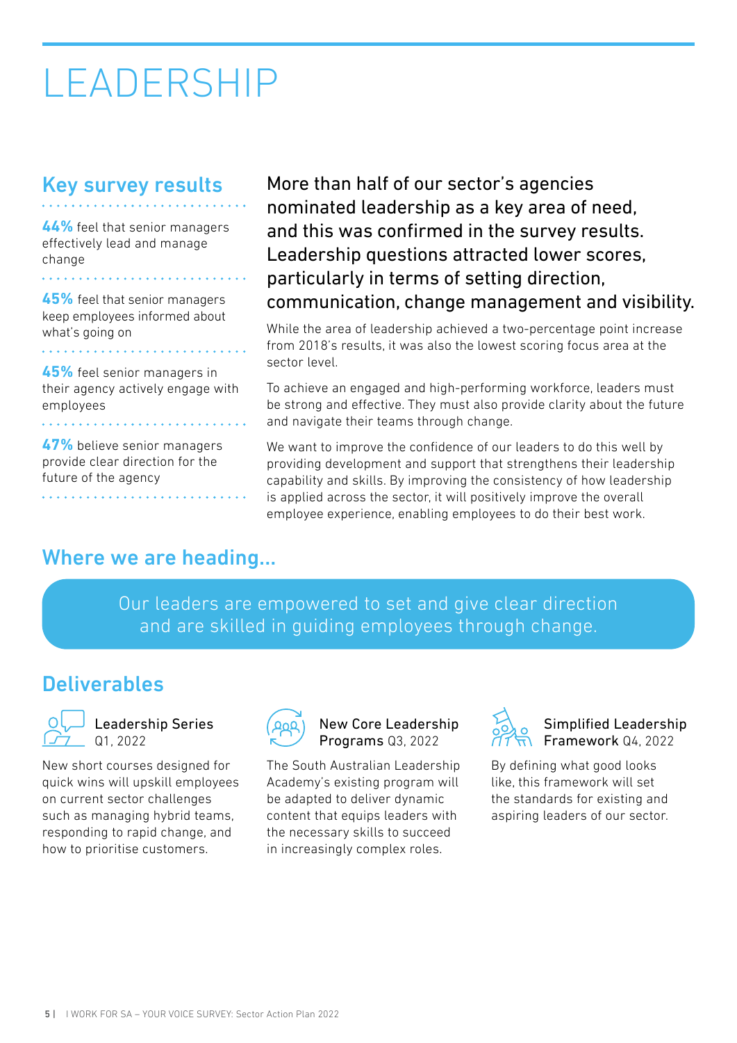# LEADERSHIP

## Key survey results

**44%** feel that senior managers effectively lead and manage change

**45%** feel that senior managers keep employees informed about what's going on

**45%** feel senior managers in their agency actively engage with employees

**47%** believe senior managers provide clear direction for the future of the agency

More than half of our sector's agencies nominated leadership as a key area of need, and this was confirmed in the survey results. Leadership questions attracted lower scores, particularly in terms of setting direction, communication, change management and visibility.

While the area of leadership achieved a two-percentage point increase from 2018's results, it was also the lowest scoring focus area at the sector level.

To achieve an engaged and high-performing workforce, leaders must be strong and effective. They must also provide clarity about the future and navigate their teams through change.

We want to improve the confidence of our leaders to do this well by providing development and support that strengthens their leadership capability and skills. By improving the consistency of how leadership is applied across the sector, it will positively improve the overall employee experience, enabling employees to do their best work.

## Where we are heading...

Our leaders are empowered to set and give clear direction and are skilled in guiding employees through change.

## Deliverables

### Leadership Series Q1, 2022

New short courses designed for quick wins will upskill employees on current sector challenges such as managing hybrid teams, responding to rapid change, and how to prioritise customers.

### New Core Leadership Programs Q3, 2022

The South Australian Leadership Academy's existing program will be adapted to deliver dynamic content that equips leaders with the necessary skills to succeed in increasingly complex roles.

### Simplified Leadership Framework Q4, 2022

By defining what good looks like, this framework will set the standards for existing and aspiring leaders of our sector.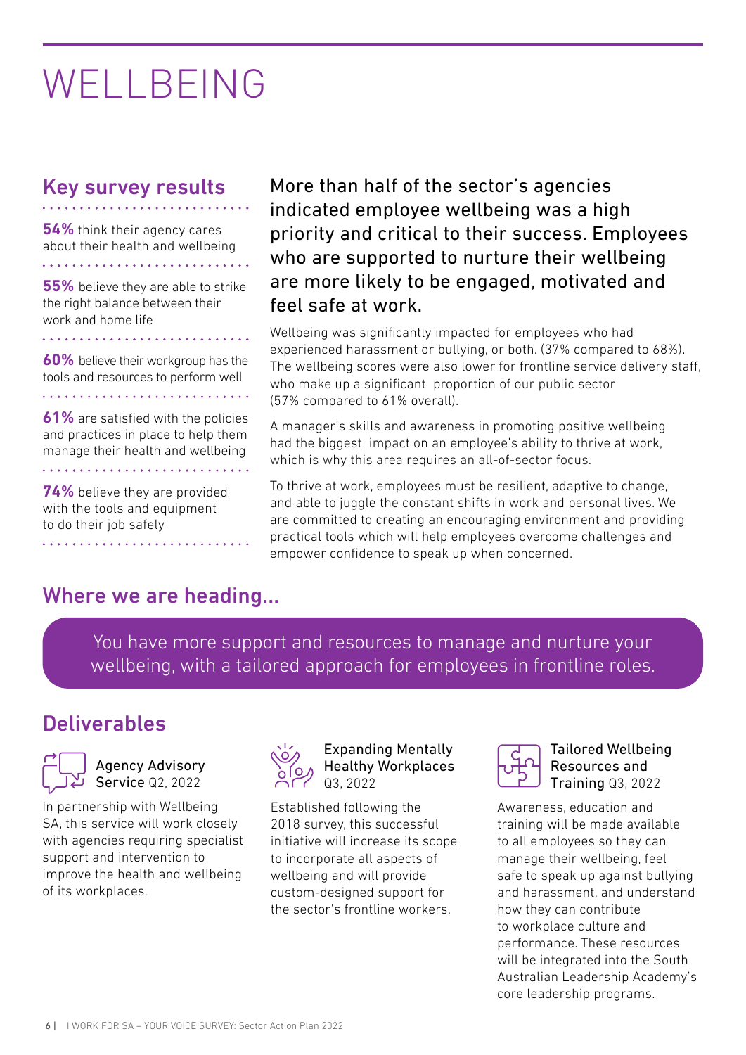# WELLBEING

## Key survey results

**54%** think their agency cares about their health and wellbeing

**55%** believe they are able to strike the right balance between their work and home life

**60%** believe their workgroup has the tools and resources to perform well

**61%** are satisfied with the policies and practices in place to help them manage their health and wellbeing

**74%** believe they are provided with the tools and equipment to do their job safely

More than half of the sector's agencies indicated employee wellbeing was a high priority and critical to their success. Employees who are supported to nurture their wellbeing are more likely to be engaged, motivated and feel safe at work.

Wellbeing was significantly impacted for employees who had experienced harassment or bullying, or both. (37% compared to 68%). The wellbeing scores were also lower for frontline service delivery staff, who make up a significant proportion of our public sector (57% compared to 61% overall).

A manager's skills and awareness in promoting positive wellbeing had the biggest impact on an employee's ability to thrive at work, which is why this area requires an all-of-sector focus.

To thrive at work, employees must be resilient, adaptive to change, and able to juggle the constant shifts in work and personal lives. We are committed to creating an encouraging environment and providing practical tools which will help employees overcome challenges and empower confidence to speak up when concerned.

## Where we are heading...

You have more support and resources to manage and nurture your wellbeing, with a tailored approach for employees in frontline roles.

## Deliverables

### Agency Advisory Service Q2, 2022

In partnership with Wellbeing SA, this service will work closely with agencies requiring specialist support and intervention to improve the health and wellbeing of its workplaces.

### Expanding Mentally Healthy Workplaces Q3, 2022

Established following the 2018 survey, this successful initiative will increase its scope to incorporate all aspects of wellbeing and will provide custom-designed support for the sector's frontline workers.

### Tailored Wellbeing Resources and Training Q3, 2022

Awareness, education and training will be made available to all employees so they can manage their wellbeing, feel safe to speak up against bullying and harassment, and understand how they can contribute to workplace culture and performance. These resources will be integrated into the South Australian Leadership Academy's core leadership programs.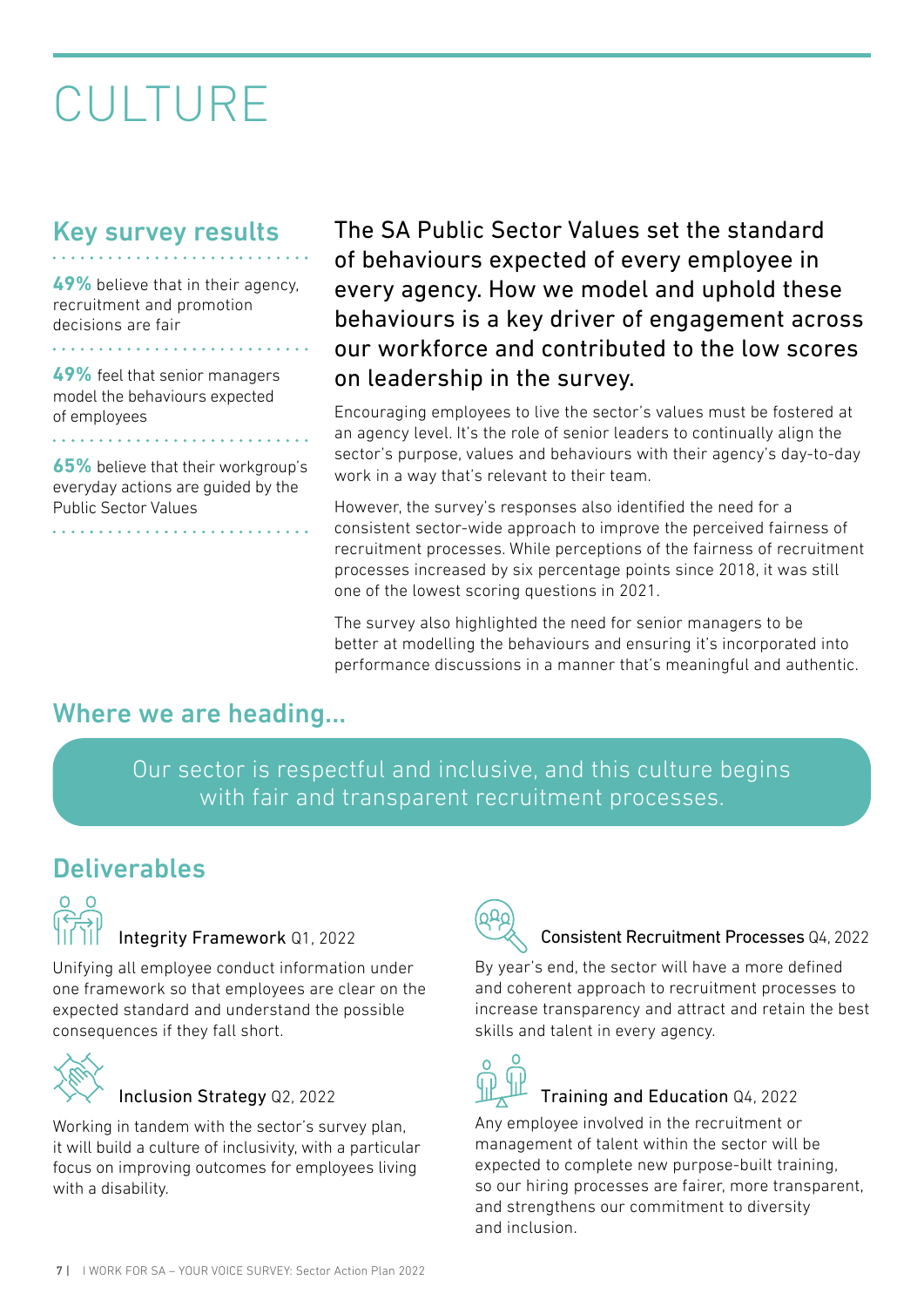# CULTURE

## Key survey results

**49%** believe that in their agency, recruitment and promotion decisions are fair

**49%** feel that senior managers model the behaviours expected of employees

**65%** believe that their workgroup's everyday actions are guided by the Public Sector Values

The SA Public Sector Values set the standard of behaviours expected of every employee in every agency. How we model and uphold these behaviours is a key driver of engagement across our workforce and contributed to the low scores on leadership in the survey.

Encouraging employees to live the sector's values must be fostered at an agency level. It's the role of senior leaders to continually align the sector's purpose, values and behaviours with their agency's day-to-day work in a way that's relevant to their team.

However, the survey's responses also identified the need for a consistent sector-wide approach to improve the perceived fairness of recruitment processes. While perceptions of the fairness of recruitment processes increased by six percentage points since 2018, it was still one of the lowest scoring questions in 2021.

The survey also highlighted the need for senior managers to be better at modelling the behaviours and ensuring it's incorporated into performance discussions in a manner that's meaningful and authentic.

## Where we are heading...

Our sector is respectful and inclusive, and this culture begins with fair and transparent recruitment processes.

## Deliverables

### Integrity Framework Q1, 2022

Unifying all employee conduct information under one framework so that employees are clear on the expected standard and understand the possible consequences if they fall short.

### Inclusion Strategy Q2, 2022

Working in tandem with the sector's survey plan, it will build a culture of inclusivity, with a particular focus on improving outcomes for employees living with a disability.

### Consistent Recruitment Processes Q4, 2022

By year's end, the sector will have a more defined and coherent approach to recruitment processes to increase transparency and attract and retain the best skills and talent in every agency.

### Training and Education Q4, 2022

Any employee involved in the recruitment or management of talent within the sector will be expected to complete new purpose-built training, so our hiring processes are fairer, more transparent, and strengthens our commitment to diversity and inclusion.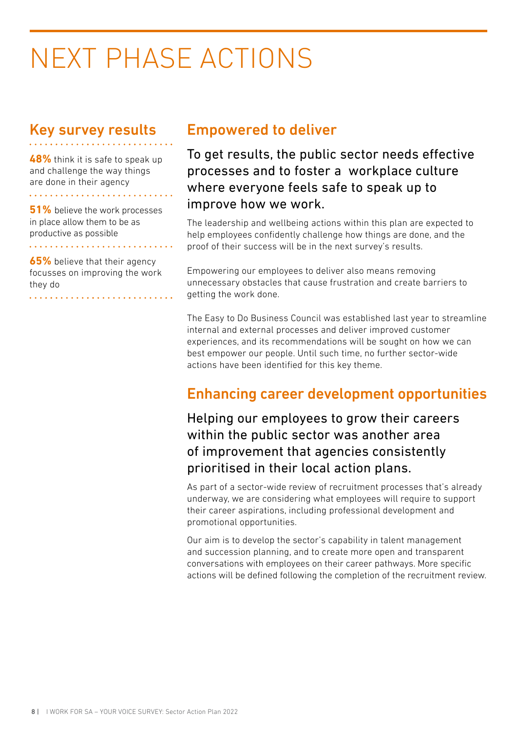# NEXT PHASE ACTIONS

## Key survey results

**48%** think it is safe to speak up and challenge the way things are done in their agency

**51%** believe the work processes in place allow them to be as productive as possible

**65%** believe that their agency focusses on improving the work they do

## Empowered to deliver

### To get results, the public sector needs effective processes and to foster a workplace culture where everyone feels safe to speak up to improve how we work.

The leadership and wellbeing actions within this plan are expected to help employees confidently challenge how things are done, and the proof of their success will be in the next survey's results.

Empowering our employees to deliver also means removing unnecessary obstacles that cause frustration and create barriers to getting the work done.

The Easy to Do Business Council was established last year to streamline internal and external processes and deliver improved customer experiences, and its recommendations will be sought on how we can best empower our people. Until such time, no further sector-wide actions have been identified for this key theme.

## Enhancing career development opportunities

### Helping our employees to grow their careers within the public sector was another area of improvement that agencies consistently prioritised in their local action plans.

As part of a sector-wide review of recruitment processes that's already underway, we are considering what employees will require to support their career aspirations, including professional development and promotional opportunities.

Our aim is to develop the sector's capability in talent management and succession planning, and to create more open and transparent conversations with employees on their career pathways. More specific actions will be defined following the completion of the recruitment review.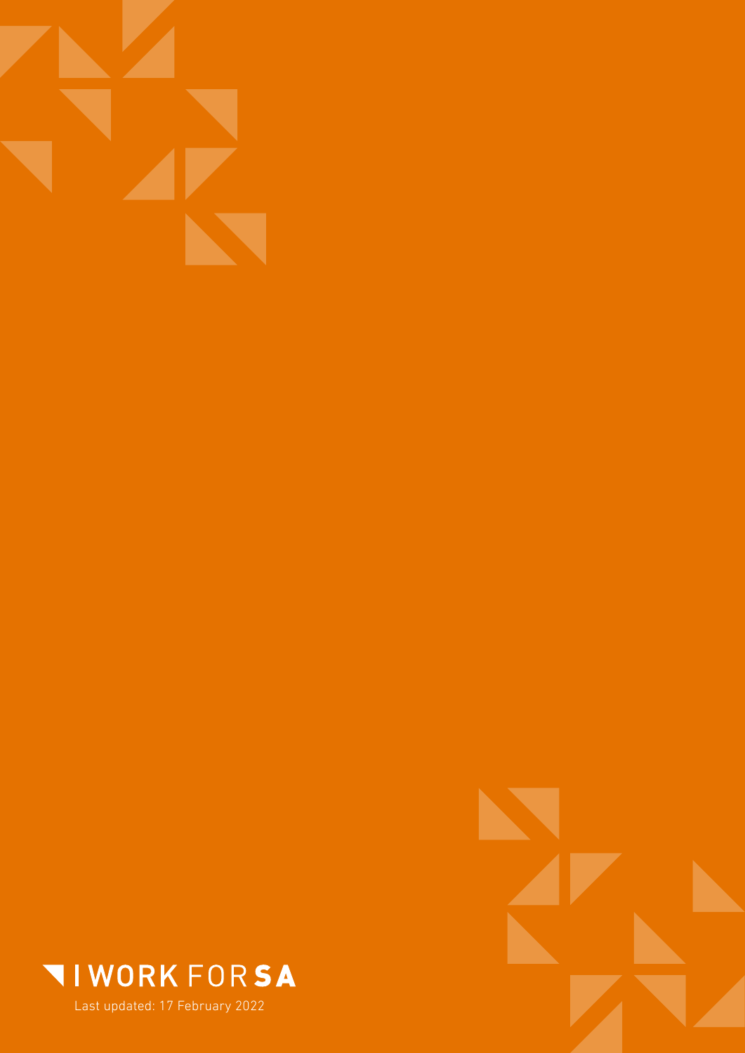I WORK FOR SA

Last updated: 17 February 2022